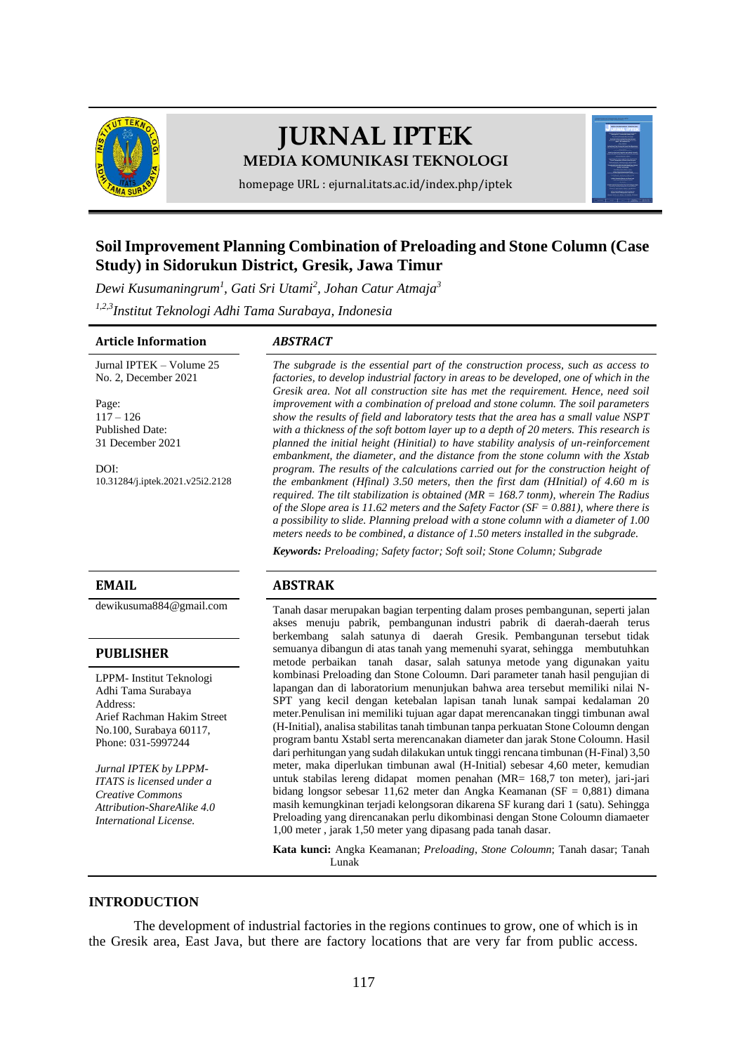# JURNAL IPTEK

**MEDIA KOMUNIKASI TEKNOLOGI**

homepage URL : ejurnal.itats.ac.id/index.php/iptek

## Soil Improvement Planning Combination of Preloading and Stone Column (Case Study) in Sidorukun District, Gresik, Jawa Timur

*Dewi Kusumaningrum[1], Gati Sri Utami[2], Johan Catur Atmaja[3]*

*[1,2,3]Institut Teknologi Adhi Tama Surabaya, Indonesia*

### Article Information

Jurnal IPTEK – Volume 25
No. 2, December 2021

Page:
117 – 126
Published Date:
31 December 2021

DOI:
10.31284/j.iptek.2021.v25i2.2128

### EMAIL

dewikusuma884@gmail.com

### PUBLISHER

LPPM- Institut Teknologi Adhi Tama Surabaya
Address:
Arief Rachman Hakim Street No.100, Surabaya 60117,
Phone: 031-5997244

*Jurnal IPTEK by LPPM-ITATS is licensed under a Creative Commons Attribution-ShareAlike 4.0 International License.*

### *ABSTRACT*

*The subgrade is the essential part of the construction process, such as access to factories, to develop industrial factory in areas to be developed, one of which in the Gresik area. Not all construction site has met the requirement. Hence, need soil improvement with a combination of preload and stone column. The soil parameters show the results of field and laboratory tests that the area has a small value NSPT with a thickness of the soft bottom layer up to a depth of 20 meters. This research is planned the initial height (Hinitial) to have stability analysis of un-reinforcement embankment, the diameter, and the distance from the stone column with the Xstab program. The results of the calculations carried out for the construction height of the embankment (Hfinal) 3.50 meters, then the first dam (HInitial) of 4.60 m is required. The tilt stabilization is obtained (MR = 168.7 tonm), wherein The Radius of the Slope area is 11.62 meters and the Safety Factor (SF = 0.881), where there is a possibility to slide. Planning preload with a stone column with a diameter of 1.00 meters needs to be combined, a distance of 1.50 meters installed in the subgrade.*

**Keywords:** *Preloading; Safety factor; Soft soil; Stone Column; Subgrade*

### ABSTRAK

Tanah dasar merupakan bagian terpenting dalam proses pembangunan, seperti jalan akses menuju pabrik, pembangunan industri pabrik di daerah-daerah terus berkembang salah satunya di daerah Gresik. Pembangunan tersebut tidak semuanya dibangun di atas tanah yang memenuhi syarat, sehingga membutuhkan metode perbaikan tanah dasar, salah satunya metode yang digunakan yaitu kombinasi Preloading dan Stone Coloumn. Dari parameter tanah hasil pengujian di lapangan dan di laboratorium menunjukan bahwa area tersebut memiliki nilai N-SPT yang kecil dengan ketebalan lapisan tanah lunak sampai kedalaman 20 meter.Penulisan ini memiliki tujuan agar dapat merencanakan tinggi timbunan awal (H-Initial), analisa stabilitas tanah timbunan tanpa perkuatan Stone Coloumn dengan program bantu Xstabl serta merencanakan diameter dan jarak Stone Coloumn. Hasil dari perhitungan yang sudah dilakukan untuk tinggi rencana timbunan (H-Final) 3,50 meter, maka diperlukan timbunan awal (H-Initial) sebesar 4,60 meter, kemudian untuk stabilas lereng didapat momen penahan (MR= 168,7 ton meter), jari-jari bidang longsor sebesar 11,62 meter dan Angka Keamanan (SF = 0,881) dimana masih kemungkinan terjadi kelongsoran dikarena SF kurang dari 1 (satu). Sehingga Preloading yang direncanakan perlu dikombinasi dengan Stone Coloumn diamaeter 1,00 meter , jarak 1,50 meter yang dipasang pada tanah dasar.

**Kata kunci:** Angka Keamanan; *Preloading*, *Stone Coloumn*; Tanah dasar; Tanah Lunak

## INTRODUCTION

The development of industrial factories in the regions continues to grow, one of which is in the Gresik area, East Java, but there are factory locations that are very far from public access.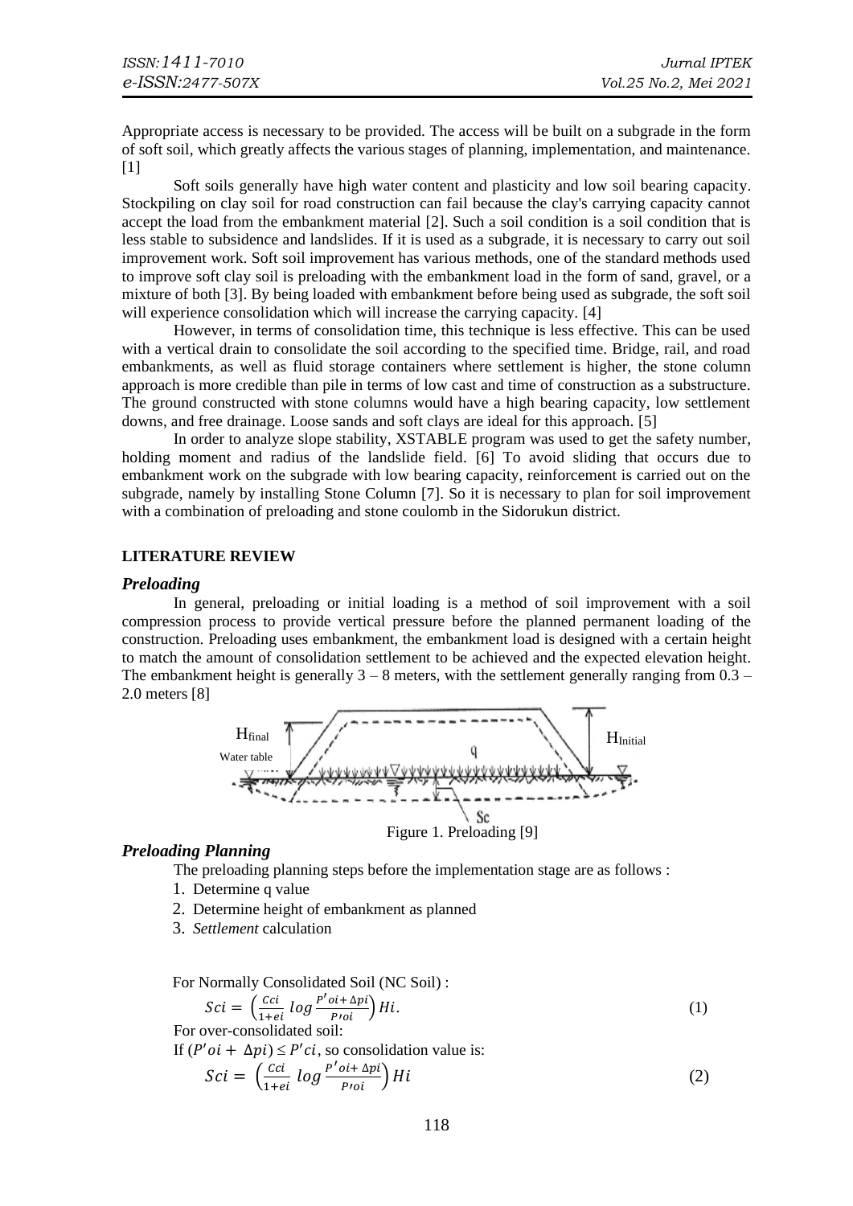Appropriate access is necessary to be provided. The access will be built on a subgrade in the form of soft soil, which greatly affects the various stages of planning, implementation, and maintenance. [1]

Soft soils generally have high water content and plasticity and low soil bearing capacity. Stockpiling on clay soil for road construction can fail because the clay's carrying capacity cannot accept the load from the embankment material [2]. Such a soil condition is a soil condition that is less stable to subsidence and landslides. If it is used as a subgrade, it is necessary to carry out soil improvement work. Soft soil improvement has various methods, one of the standard methods used to improve soft clay soil is preloading with the embankment load in the form of sand, gravel, or a mixture of both [3]. By being loaded with embankment before being used as subgrade, the soft soil will experience consolidation which will increase the carrying capacity. [4]

However, in terms of consolidation time, this technique is less effective. This can be used with a vertical drain to consolidate the soil according to the specified time. Bridge, rail, and road embankments, as well as fluid storage containers where settlement is higher, the stone column approach is more credible than pile in terms of low cast and time of construction as a substructure. The ground constructed with stone columns would have a high bearing capacity, low settlement downs, and free drainage. Loose sands and soft clays are ideal for this approach. [5]

In order to analyze slope stability, XSTABLE program was used to get the safety number, holding moment and radius of the landslide field. [6] To avoid sliding that occurs due to embankment work on the subgrade with low bearing capacity, reinforcement is carried out on the subgrade, namely by installing Stone Column [7]. So it is necessary to plan for soil improvement with a combination of preloading and stone coulomb in the Sidorukun district.

## LITERATURE REVIEW

### *Preloading*

In general, preloading or initial loading is a method of soil improvement with a soil compression process to provide vertical pressure before the planned permanent loading of the construction. Preloading uses embankment, the embankment load is designed with a certain height to match the amount of consolidation settlement to be achieved and the expected elevation height. The embankment height is generally 3 – 8 meters, with the settlement generally ranging from 0.3 – 2.0 meters [8]

Figure 1. Preloading [9]

### *Preloading Planning*

The preloading planning steps before the implementation stage are as follows :

1. Determine q value
2. Determine height of embankment as planned
3. *Settlement* calculation

For Normally Consolidated Soil (NC Soil) :

$$Sci = \left(\frac{Cci}{1+ei}\ log\frac{P'oi+\Delta pi}{P'oi}\right)Hi. \tag{1}$$

For over-consolidated soil:

If $(P'oi + \Delta pi) \leq P'ci$, so consolidation value is:

$$Sci = \left(\frac{Cci}{1+ei}\ log\frac{P'oi+\Delta pi}{P'oi}\right)Hi \tag{2}$$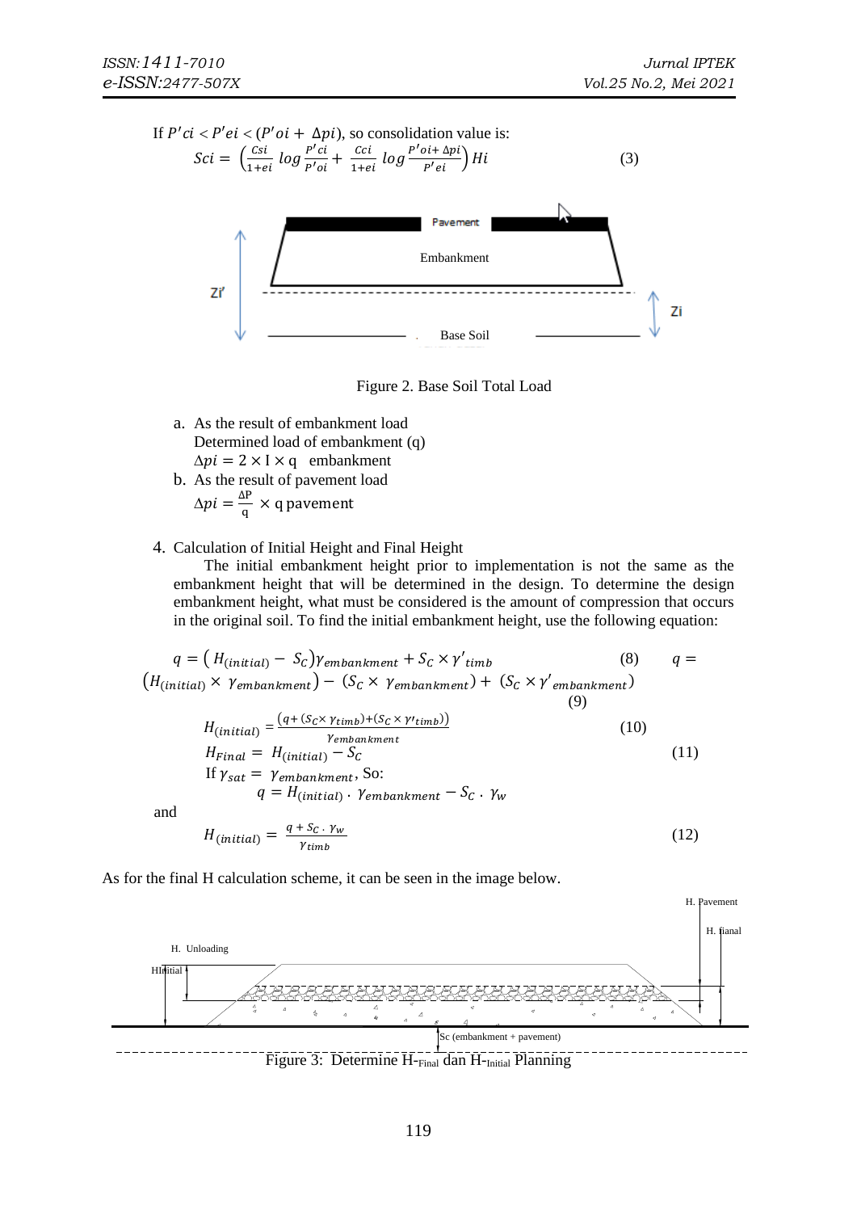If $P'ci < P'ei < (P'oi + \Delta pi)$, so consolidation value is:

$$Sci = \left(\frac{Csi}{1+ei}\log\frac{P'ci}{P'oi} + \frac{Cci}{1+ei}\log\frac{P'oi + \Delta pi}{P'ei}\right)Hi \quad (3)$$

Figure 2. Base Soil Total Load

a. As the result of embankment load
   Determined load of embankment (q)
   $\Delta pi = 2 \times I \times q$ embankment
b. As the result of pavement load
   $\Delta pi = \frac{\Delta P}{q} \times q$ pavement

4. Calculation of Initial Height and Final Height

The initial embankment height prior to implementation is not the same as the embankment height that will be determined in the design. To determine the design embankment height, what must be considered is the amount of compression that occurs in the original soil. To find the initial embankment height, use the following equation:

$$q = (H_{(initial)} - S_C)\gamma_{embankment} + S_C \times \gamma'_{timb} \quad (8)$$

$$q = (H_{(initial)} \times \gamma_{embankment}) - (S_C \times \gamma_{embankment}) + (S_C \times \gamma'_{embankment}) \quad (9)$$

$$H_{(initial)} = \frac{(q + (S_C \times \gamma_{timb}) + (S_C \times \gamma'_{timb}))}{\gamma_{embankment}} \quad (10)$$

$$H_{Final} = H_{(initial)} - S_C \quad (11)$$

If $\gamma_{sat} = \gamma_{embankment}$, So:

$$q = H_{(initial)} \cdot \gamma_{embankment} - S_C \cdot \gamma_w$$

and

$$H_{(initial)} = \frac{q + S_C \cdot \gamma_w}{\gamma_{timb}} \quad (12)$$

As for the final H calculation scheme, it can be seen in the image below.

Figure 3: Determine H-Final dan H-Initial Planning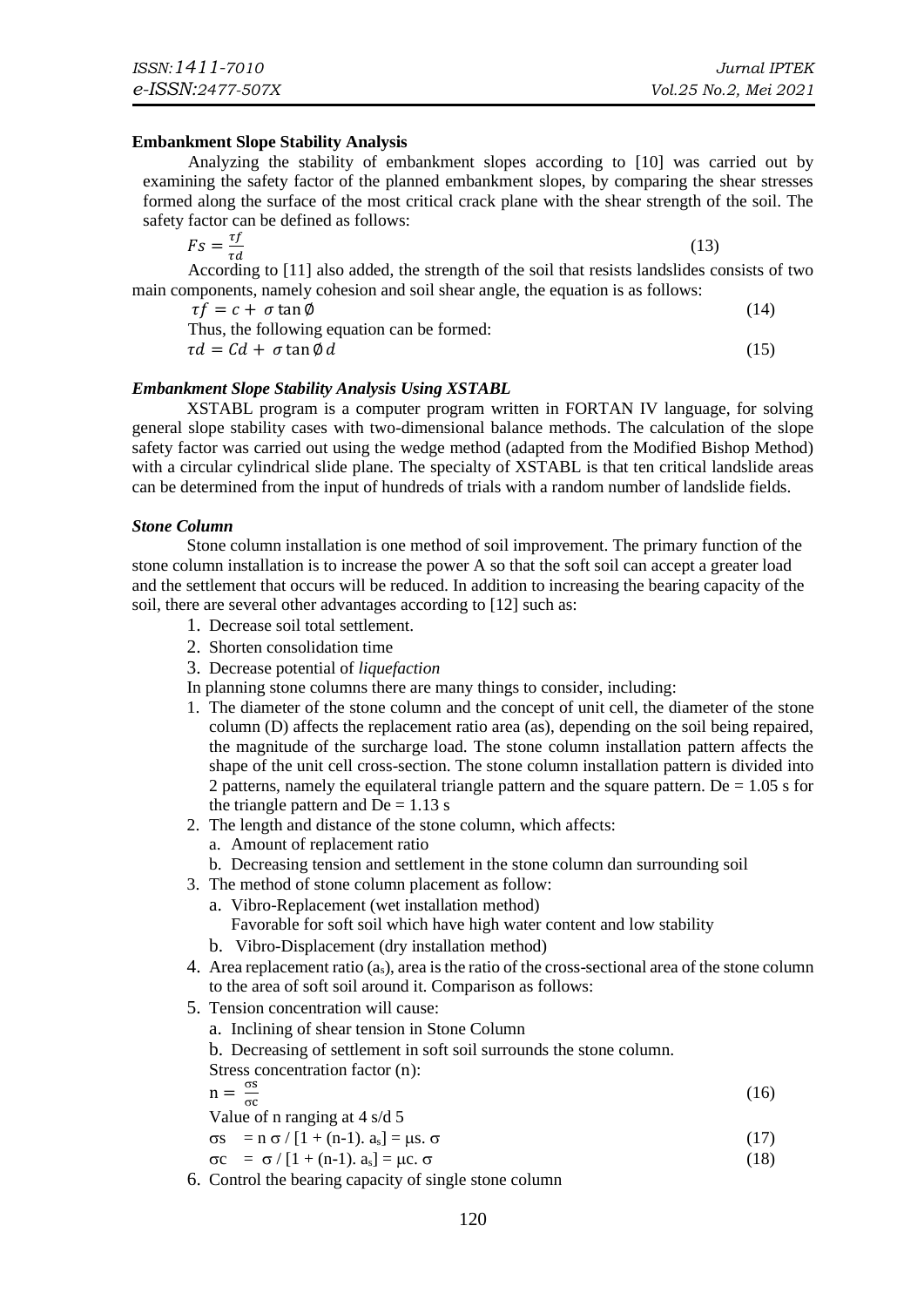**Embankment Slope Stability Analysis**

Analyzing the stability of embankment slopes according to [10] was carried out by examining the safety factor of the planned embankment slopes, by comparing the shear stresses formed along the surface of the most critical crack plane with the shear strength of the soil. The safety factor can be defined as follows:

$$Fs = \frac{\tau f}{\tau d} \tag{13}$$

According to [11] also added, the strength of the soil that resists landslides consists of two main components, namely cohesion and soil shear angle, the equation is as follows:

$$\tau f = c + \sigma \tan \emptyset \tag{14}$$

Thus, the following equation can be formed:

$$\tau d = Cd + \sigma \tan \emptyset d \tag{15}$$

***Embankment Slope Stability Analysis Using XSTABL***

XSTABL program is a computer program written in FORTAN IV language, for solving general slope stability cases with two-dimensional balance methods. The calculation of the slope safety factor was carried out using the wedge method (adapted from the Modified Bishop Method) with a circular cylindrical slide plane. The specialty of XSTABL is that ten critical landslide areas can be determined from the input of hundreds of trials with a random number of landslide fields.

***Stone Column***

Stone column installation is one method of soil improvement. The primary function of the stone column installation is to increase the power A so that the soft soil can accept a greater load and the settlement that occurs will be reduced. In addition to increasing the bearing capacity of the soil, there are several other advantages according to [12] such as:

1. Decrease soil total settlement.
2. Shorten consolidation time
3. Decrease potential of *liquefaction*

In planning stone columns there are many things to consider, including:

1. The diameter of the stone column and the concept of unit cell, the diameter of the stone column (D) affects the replacement ratio area (as), depending on the soil being repaired, the magnitude of the surcharge load. The stone column installation pattern affects the shape of the unit cell cross-section. The stone column installation pattern is divided into 2 patterns, namely the equilateral triangle pattern and the square pattern. De = 1.05 s for the triangle pattern and De = 1.13 s
2. The length and distance of the stone column, which affects:
   a. Amount of replacement ratio
   b. Decreasing tension and settlement in the stone column dan surrounding soil
3. The method of stone column placement as follow:
   a. Vibro-Replacement (wet installation method)
      Favorable for soft soil which have high water content and low stability
   b. Vibro-Displacement (dry installation method)
4. Area replacement ratio ($a_s$), area is the ratio of the cross-sectional area of the stone column to the area of soft soil around it. Comparison as follows:
5. Tension concentration will cause:
   a. Inclining of shear tension in Stone Column
   b. Decreasing of settlement in soft soil surrounds the stone column.

   Stress concentration factor (n):

   $$n = \frac{\sigma s}{\sigma c} \tag{16}$$

   Value of n ranging at 4 s/d 5

   $$\sigma s = n\, \sigma / [1 + (n-1).\, a_s] = \mu s.\, \sigma \tag{17}$$

   $$\sigma c = \sigma / [1 + (n-1).\, a_s] = \mu c.\, \sigma \tag{18}$$
6. Control the bearing capacity of single stone column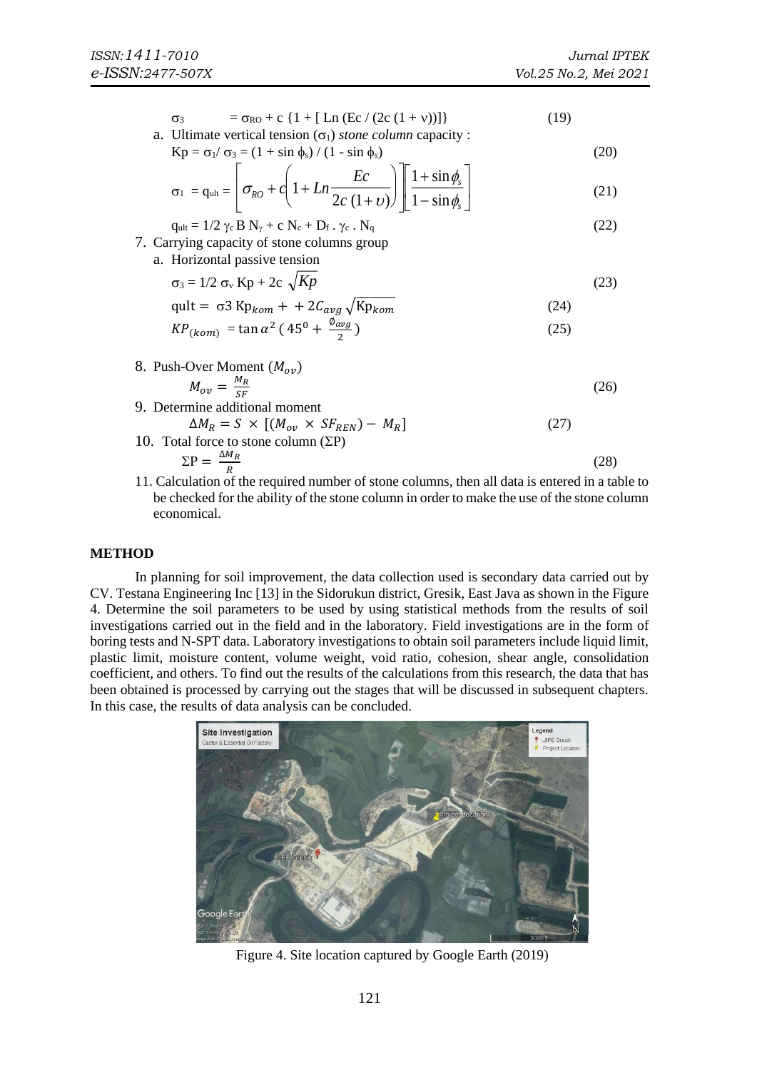$$\sigma_3 = \sigma_{RO} + c \{1 + [\,Ln\,(Ec / (2c\,(1 + \nu))]\} \tag{19}$$

a. Ultimate vertical tension ($\sigma_1$) *stone column* capacity :

$$Kp = \sigma_1 / \sigma_3 = (1 + \sin \phi_s) / (1 - \sin \phi_s) \tag{20}$$

$$\sigma_1 = q_{ult} = \left[ \sigma_{RO} + c\left(1 + Ln\frac{Ec}{2c\,(1+\upsilon)}\right) \right] \left[ \frac{1+\sin\phi_s}{1-\sin\phi_s} \right] \tag{21}$$

$$q_{ult} = 1/2\, \gamma_c\, B\, N_\gamma + c\, N_c + D_f\,.\, \gamma_c\,.\, N_q \tag{22}$$

7. Carrying capacity of stone columns group
   a. Horizontal passive tension

$$\sigma_3 = 1/2\, \sigma_v\, Kp + 2c\, \sqrt{Kp} \tag{23}$$

$$\text{qult} = \sigma 3\, \text{Kp}_{kom} + + 2C_{avg} \sqrt{\text{Kp}_{kom}} \tag{24}$$

$$KP_{(kom)} = \tan \alpha^2 \left( 45^0 + \frac{\emptyset_{avg}}{2} \right) \tag{25}$$

8. Push-Over Moment ($M_{ov}$)

$$M_{ov} = \frac{M_R}{SF} \tag{26}$$

9. Determine additional moment

$$\Delta M_R = S \times [(M_{ov} \times SF_{REN}) - M_R] \tag{27}$$

10. Total force to stone column ($\Sigma$P)

$$\Sigma P = \frac{\Delta M_R}{R} \tag{28}$$

11. Calculation of the required number of stone columns, then all data is entered in a table to be checked for the ability of the stone column in order to make the use of the stone column economical.

## METHOD

In planning for soil improvement, the data collection used is secondary data carried out by CV. Testana Engineering Inc [13] in the Sidorukun district, Gresik, East Java as shown in the Figure 4. Determine the soil parameters to be used by using statistical methods from the results of soil investigations carried out in the field and in the laboratory. Field investigations are in the form of boring tests and N-SPT data. Laboratory investigations to obtain soil parameters include liquid limit, plastic limit, moisture content, volume weight, void ratio, cohesion, shear angle, consolidation coefficient, and others. To find out the results of the calculations from this research, the data that has been obtained is processed by carrying out the stages that will be discussed in subsequent chapters. In this case, the results of data analysis can be concluded.

Figure 4. Site location captured by Google Earth (2019)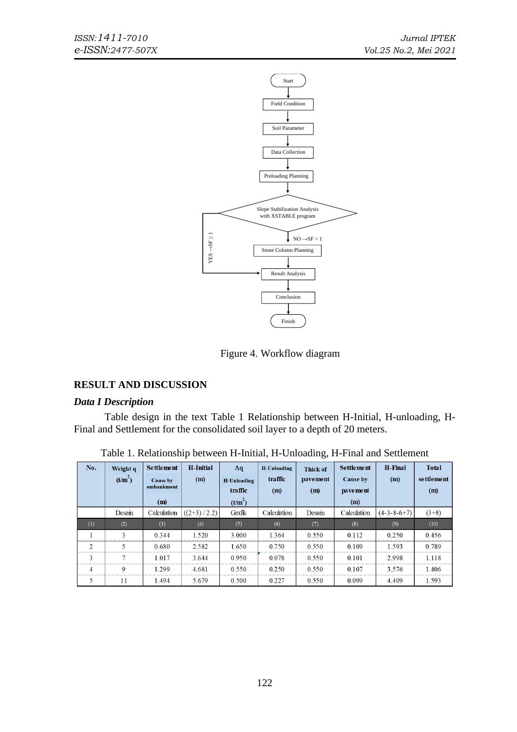Figure 4. Workflow diagram

## RESULT AND DISCUSSION

### *Data I Description*

Table design in the text Table 1 Relationship between H-Initial, H-unloading, H-Final and Settlement for the consolidated soil layer to a depth of 20 meters.

Table 1. Relationship between H-Initial, H-Unloading, H-Final and Settlement

| No. | Weight q ($t/m^2$) | Settlement Cause by embankment (m) | H-Initial (m) | Δq H-Unloading traffic ($t/m^2$) | H-Unloading traffic (m) | Thick of pavement (m) | Settlement Cause by pavement (m) | H-Final (m) | Total settlement (m) |
|---|---|---|---|---|---|---|---|---|---|
| | Desain | Calculation | ((2+3) / 2.2) | Grafik | Calculation | Desain | Calculation | (4-3-8-6+7) | (3+8) |
| (1) | (2) | (3) | (4) | (5) | (6) | (7) | (8) | (9) | (10) |
| 1 | 3 | 0.344 | 1.520 | 3.000 | 1.364 | 0.550 | 0.112 | 0.250 | 0.456 |
| 2 | 5 | 0.680 | 2.582 | 1.650 | 0.750 | 0.550 | 0.109 | 1.593 | 0.789 |
| 3 | 7 | 1.017 | 3.644 | 0.950 | 0.078 | 0.550 | 0.101 | 2.998 | 1.118 |
| 4 | 9 | 1.299 | 4.681 | 0.550 | 0.250 | 0.550 | 0.107 | 3.576 | 1.406 |
| 5 | 11 | 1.494 | 5.679 | 0.500 | 0.227 | 0.550 | 0.099 | 4.409 | 1.593 |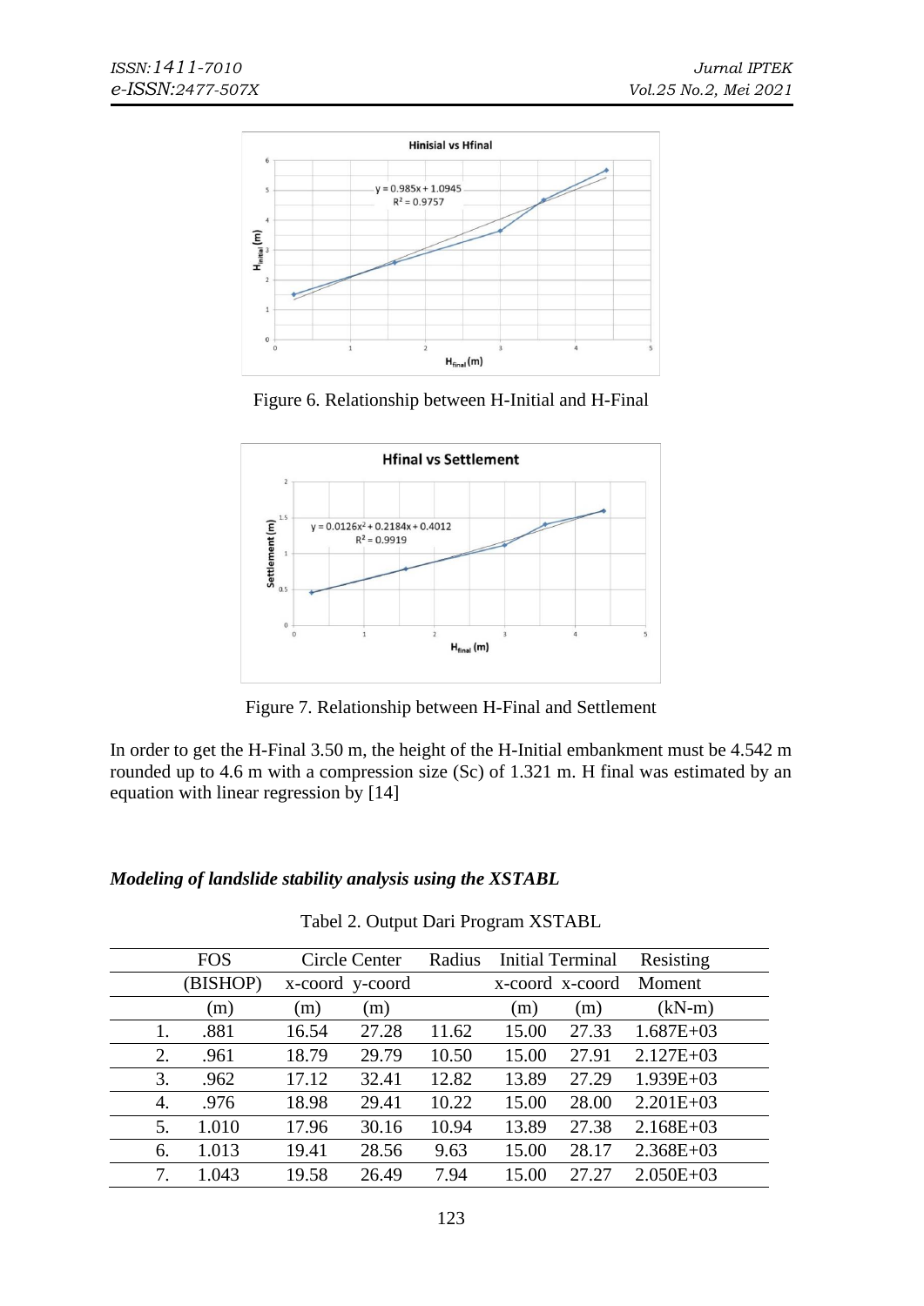Figure 6. Relationship between H-Initial and H-Final

Figure 7. Relationship between H-Final and Settlement

In order to get the H-Final 3.50 m, the height of the H-Initial embankment must be 4.542 m rounded up to 4.6 m with a compression size (Sc) of 1.321 m. H final was estimated by an equation with linear regression by [14]

### *Modeling of landslide stability analysis using the XSTABL*

Tabel 2. Output Dari Program XSTABL

| | FOS (BISHOP) | Circle Center | | Radius | Initial Terminal | | Resisting Moment |
|---|---|---|---|---|---|---|---|
| | | x-coord | y-coord | | x-coord | x-coord | |
| | (m) | (m) | (m) | | (m) | (m) | (kN-m) |
| 1. | .881 | 16.54 | 27.28 | 11.62 | 15.00 | 27.33 | 1.687E+03 |
| 2. | .961 | 18.79 | 29.79 | 10.50 | 15.00 | 27.91 | 2.127E+03 |
| 3. | .962 | 17.12 | 32.41 | 12.82 | 13.89 | 27.29 | 1.939E+03 |
| 4. | .976 | 18.98 | 29.41 | 10.22 | 15.00 | 28.00 | 2.201E+03 |
| 5. | 1.010 | 17.96 | 30.16 | 10.94 | 13.89 | 27.38 | 2.168E+03 |
| 6. | 1.013 | 19.41 | 28.56 | 9.63 | 15.00 | 28.17 | 2.368E+03 |
| 7. | 1.043 | 19.58 | 26.49 | 7.94 | 15.00 | 27.27 | 2.050E+03 |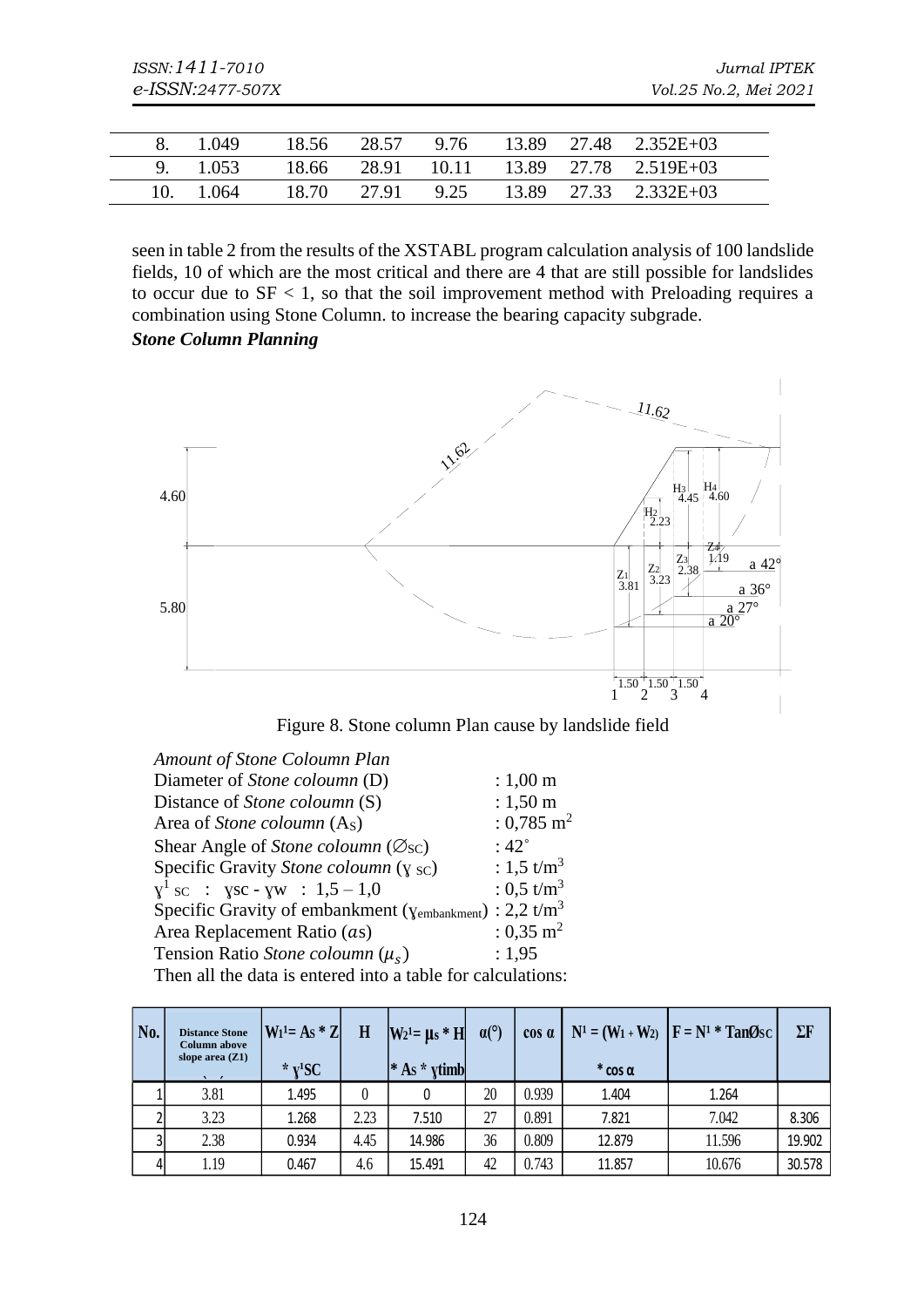| 8. | 1.049 | 18.56 | 28.57 | 9.76 | 13.89 | 27.48 | 2.352E+03 |
|---|---|---|---|---|---|---|---|
| 9. | 1.053 | 18.66 | 28.91 | 10.11 | 13.89 | 27.78 | 2.519E+03 |
| 10. | 1.064 | 18.70 | 27.91 | 9.25 | 13.89 | 27.33 | 2.332E+03 |

seen in table 2 from the results of the XSTABL program calculation analysis of 100 landslide fields, 10 of which are the most critical and there are 4 that are still possible for landslides to occur due to SF < 1, so that the soil improvement method with Preloading requires a combination using Stone Column. to increase the bearing capacity subgrade.

***Stone Column Planning***

Figure 8. Stone column Plan cause by landslide field

*Amount of Stone Coloumn Plan*

Diameter of *Stone coloumn* (D) : 1,00 m

Distance of *Stone coloumn* (S) : 1,50 m

Area of *Stone coloumn* ($A_S$) : 0,785 $m^2$

Shear Angle of *Stone coloumn* ($\varnothing_{SC}$) : 42°

Specific Gravity *Stone coloumn* ($\gamma_{SC}$) : 1,5 $t/m^3$

$\gamma^1_{SC}$ : $\gamma sc - \gamma w$ : 1,5 – 1,0 : 0,5 $t/m^3$

Specific Gravity of embankment ($\gamma_{embankment}$) : 2,2 $t/m^3$

Area Replacement Ratio ($\alpha s$) : 0,35 $m^2$

Tension Ratio *Stone coloumn* ($\mu_s$) : 1,95

Then all the data is entered into a table for calculations:

| No. | Distance Stone Column above slope area (Z1) | $W_1^1 = A_S * Z * \gamma^1 SC$ | H | $W_2^1 = \mu_s * H * A_S * \gamma timb$ | α(°) | cos α | $N^1 = (W_1 + W_2) * \cos\alpha$ | $F = N^1 * \tan \varnothing_{SC}$ | ΣF |
|---|---|---|---|---|---|---|---|---|---|
| 1 | 3.81 | 1.495 | 0 | 0 | 20 | 0.939 | 1.404 | 1.264 | |
| 2 | 3.23 | 1.268 | 2.23 | 7.510 | 27 | 0.891 | 7.821 | 7.042 | 8.306 |
| 3 | 2.38 | 0.934 | 4.45 | 14.986 | 36 | 0.809 | 12.879 | 11.596 | 19.902 |
| 4 | 1.19 | 0.467 | 4.6 | 15.491 | 42 | 0.743 | 11.857 | 10.676 | 30.578 |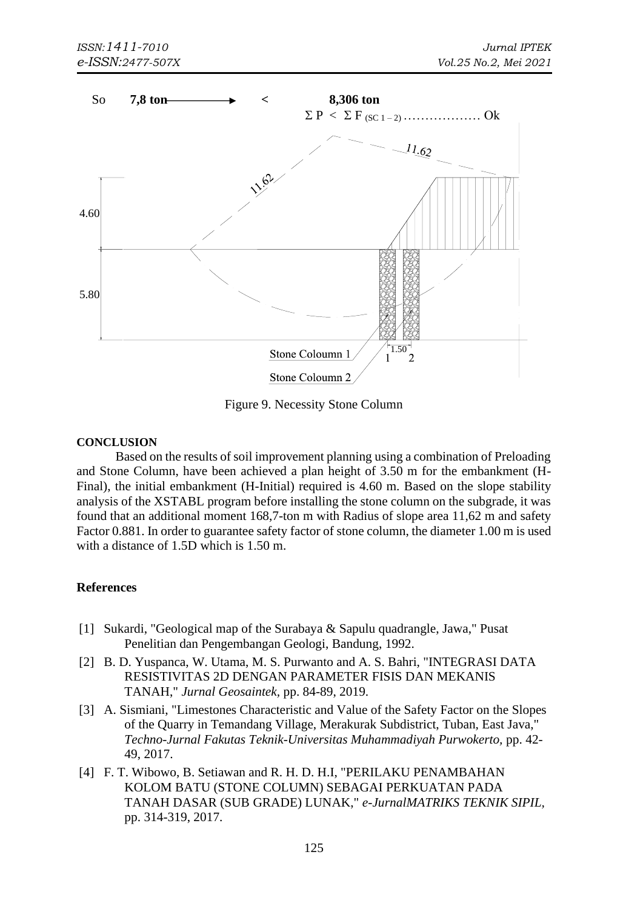So **7,8 ton** ⟶ < **8,306 ton**

$\Sigma P < \Sigma F_{(SC\ 1-2)}$ .................. Ok

Figure 9. Necessity Stone Column

**CONCLUSION**

Based on the results of soil improvement planning using a combination of Preloading and Stone Column, have been achieved a plan height of 3.50 m for the embankment (H-Final), the initial embankment (H-Initial) required is 4.60 m. Based on the slope stability analysis of the XSTABL program before installing the stone column on the subgrade, it was found that an additional moment 168,7-ton m with Radius of slope area 11,62 m and safety Factor 0.881. In order to guarantee safety factor of stone column, the diameter 1.00 m is used with a distance of 1.5D which is 1.50 m.

## References

[1] Sukardi, "Geological map of the Surabaya & Sapulu quadrangle, Jawa," Pusat Penelitian dan Pengembangan Geologi, Bandung, 1992.

[2] B. D. Yuspanca, W. Utama, M. S. Purwanto and A. S. Bahri, "INTEGRASI DATA RESISTIVITAS 2D DENGAN PARAMETER FISIS DAN MEKANIS TANAH," *Jurnal Geosaintek,* pp. 84-89, 2019.

[3] A. Sismiani, "Limestones Characteristic and Value of the Safety Factor on the Slopes of the Quarry in Temandang Village, Merakurak Subdistrict, Tuban, East Java," *Techno-Jurnal Fakutas Teknik-Universitas Muhammadiyah Purwokerto,* pp. 42-49, 2017.

[4] F. T. Wibowo, B. Setiawan and R. H. D. H.I, "PERILAKU PENAMBAHAN KOLOM BATU (STONE COLUMN) SEBAGAI PERKUATAN PADA TANAH DASAR (SUB GRADE) LUNAK," *e-JurnalMATRIKS TEKNIK SIPIL,* pp. 314-319, 2017.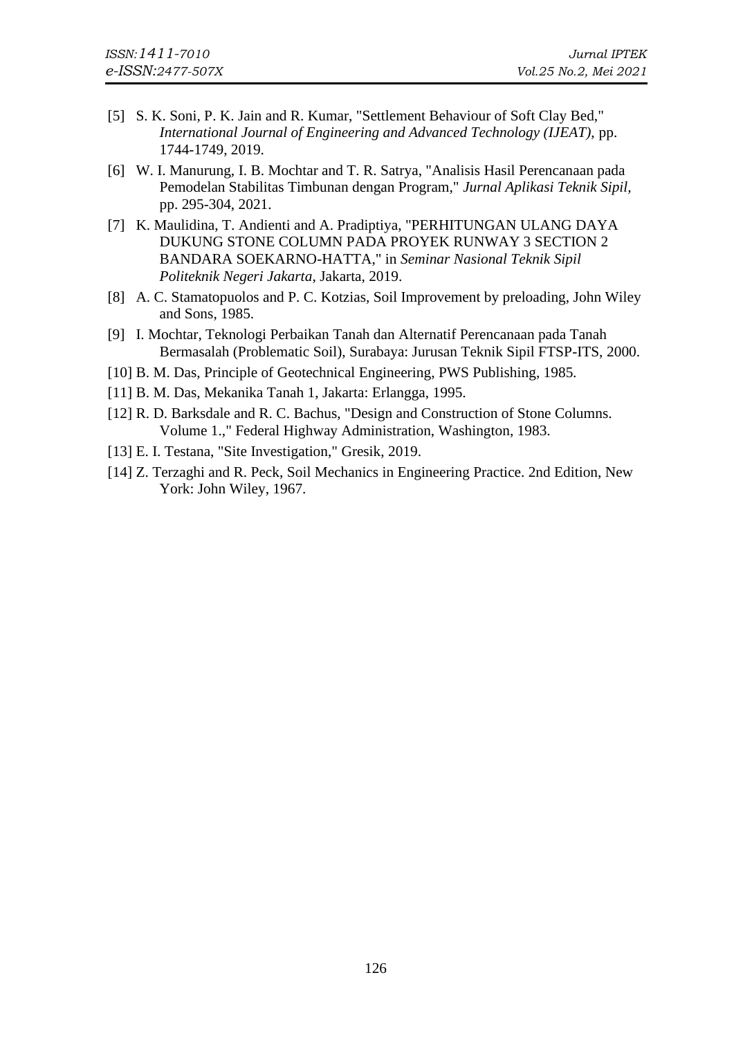[5] S. K. Soni, P. K. Jain and R. Kumar, "Settlement Behaviour of Soft Clay Bed," *International Journal of Engineering and Advanced Technology (IJEAT),* pp. 1744-1749, 2019.

[6] W. I. Manurung, I. B. Mochtar and T. R. Satrya, "Analisis Hasil Perencanaan pada Pemodelan Stabilitas Timbunan dengan Program," *Jurnal Aplikasi Teknik Sipil,* pp. 295-304, 2021.

[7] K. Maulidina, T. Andienti and A. Pradiptiya, "PERHITUNGAN ULANG DAYA DUKUNG STONE COLUMN PADA PROYEK RUNWAY 3 SECTION 2 BANDARA SOEKARNO-HATTA," in *Seminar Nasional Teknik Sipil Politeknik Negeri Jakarta*, Jakarta, 2019.

[8] A. C. Stamatopuolos and P. C. Kotzias, Soil Improvement by preloading, John Wiley and Sons, 1985.

[9] I. Mochtar, Teknologi Perbaikan Tanah dan Alternatif Perencanaan pada Tanah Bermasalah (Problematic Soil), Surabaya: Jurusan Teknik Sipil FTSP-ITS, 2000.

[10] B. M. Das, Principle of Geotechnical Engineering, PWS Publishing, 1985.

[11] B. M. Das, Mekanika Tanah 1, Jakarta: Erlangga, 1995.

[12] R. D. Barksdale and R. C. Bachus, "Design and Construction of Stone Columns. Volume 1.," Federal Highway Administration, Washington, 1983.

[13] E. I. Testana, "Site Investigation," Gresik, 2019.

[14] Z. Terzaghi and R. Peck, Soil Mechanics in Engineering Practice. 2nd Edition, New York: John Wiley, 1967.